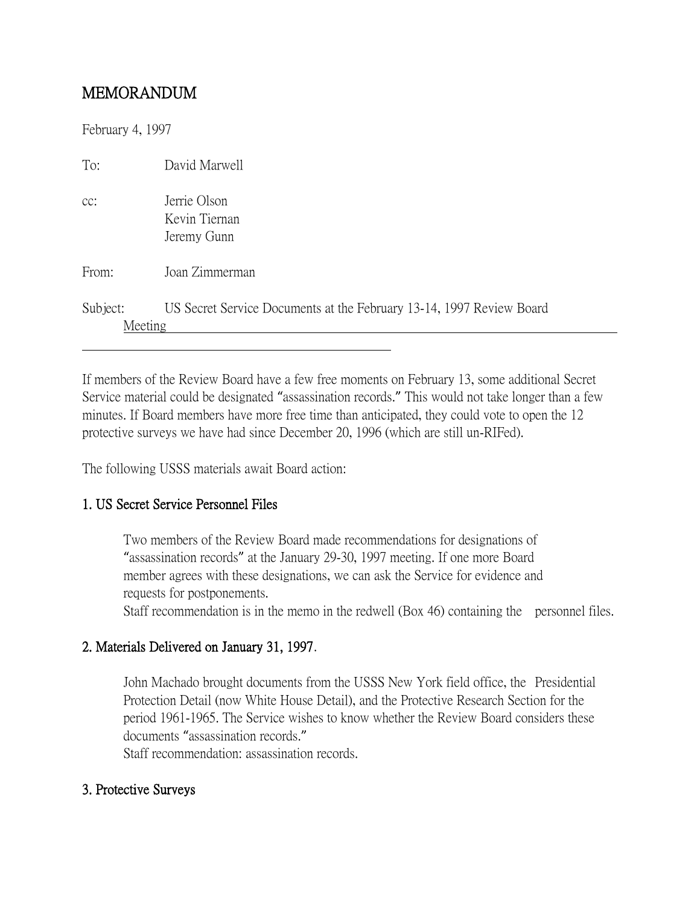# MEMORANDUM

February 4, 1997

To: David Marwell

cc: Jerrie Olson
Kevin Tiernan
Jeremy Gunn

From: Joan Zimmerman

Subject: US Secret Service Documents at the February 13-14, 1997 Review Board Meeting

---

If members of the Review Board have a few free moments on February 13, some additional Secret Service material could be designated "assassination records." This would not take longer than a few minutes. If Board members have more free time than anticipated, they could vote to open the 12 protective surveys we have had since December 20, 1996 (which are still un-RIFed).

The following USSS materials await Board action:

## 1. US Secret Service Personnel Files

Two members of the Review Board made recommendations for designations of "assassination records" at the January 29-30, 1997 meeting. If one more Board member agrees with these designations, we can ask the Service for evidence and requests for postponements.

Staff recommendation is in the memo in the redwell (Box 46) containing the personnel files.

## 2. Materials Delivered on January 31, 1997.

John Machado brought documents from the USSS New York field office, the Presidential Protection Detail (now White House Detail), and the Protective Research Section for the period 1961-1965. The Service wishes to know whether the Review Board considers these documents "assassination records."

Staff recommendation: assassination records.

## 3. Protective Surveys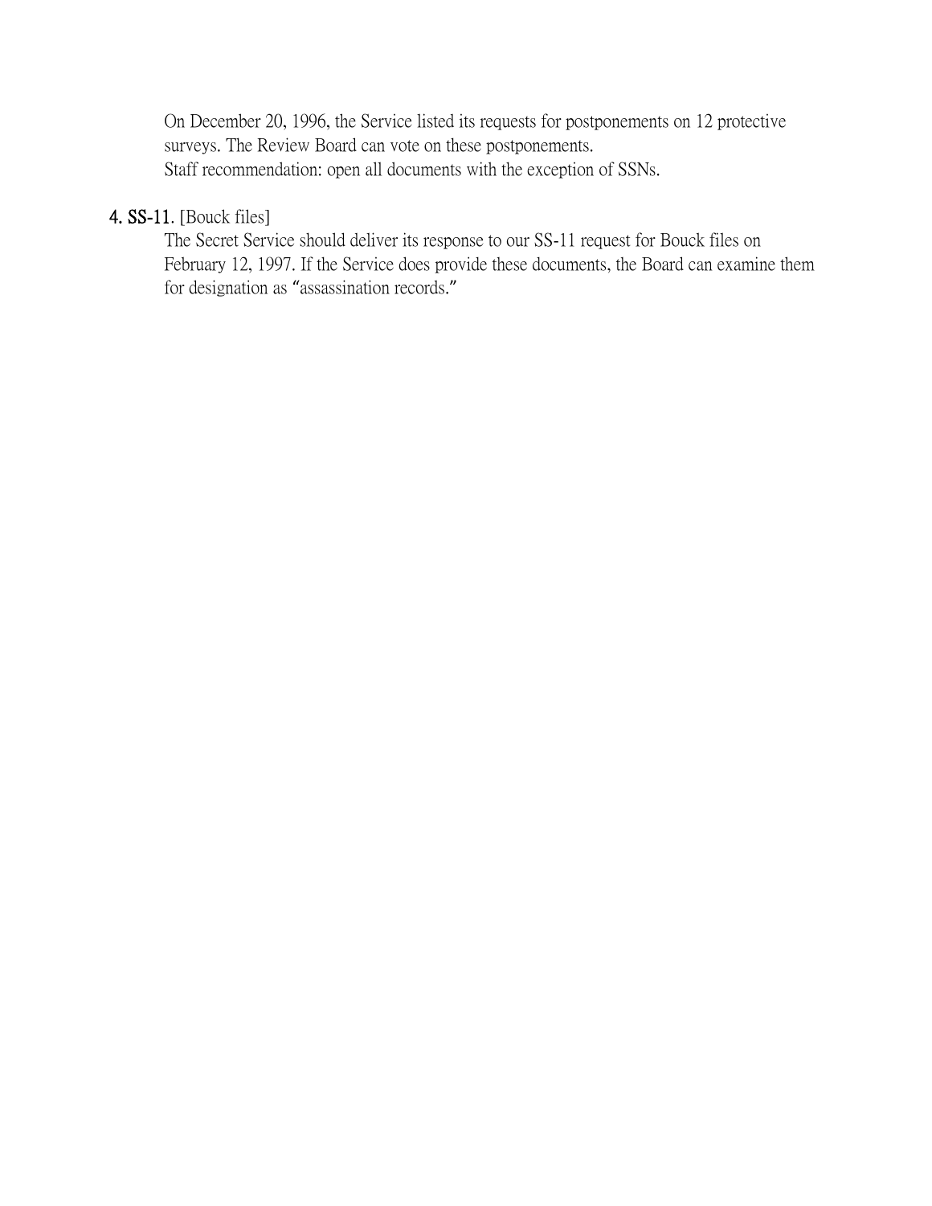On December 20, 1996, the Service listed its requests for postponements on 12 protective surveys. The Review Board can vote on these postponements.
Staff recommendation: open all documents with the exception of SSNs.

**4. SS-11**. [Bouck files]

The Secret Service should deliver its response to our SS-11 request for Bouck files on February 12, 1997. If the Service does provide these documents, the Board can examine them for designation as "assassination records."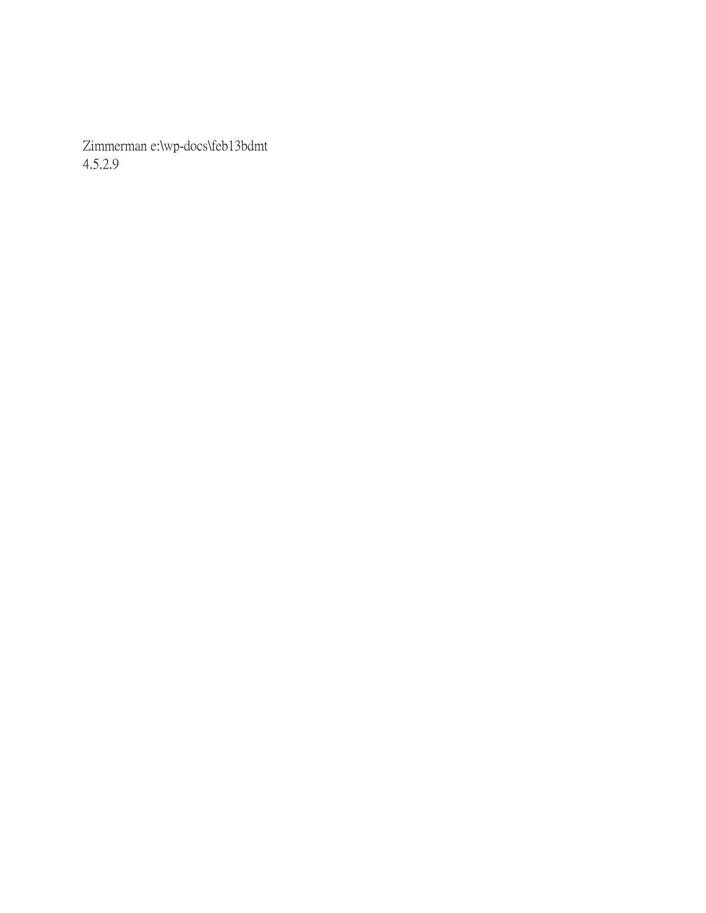Zimmerman e:\wp-docs\feb13bdmt
4.5.2.9